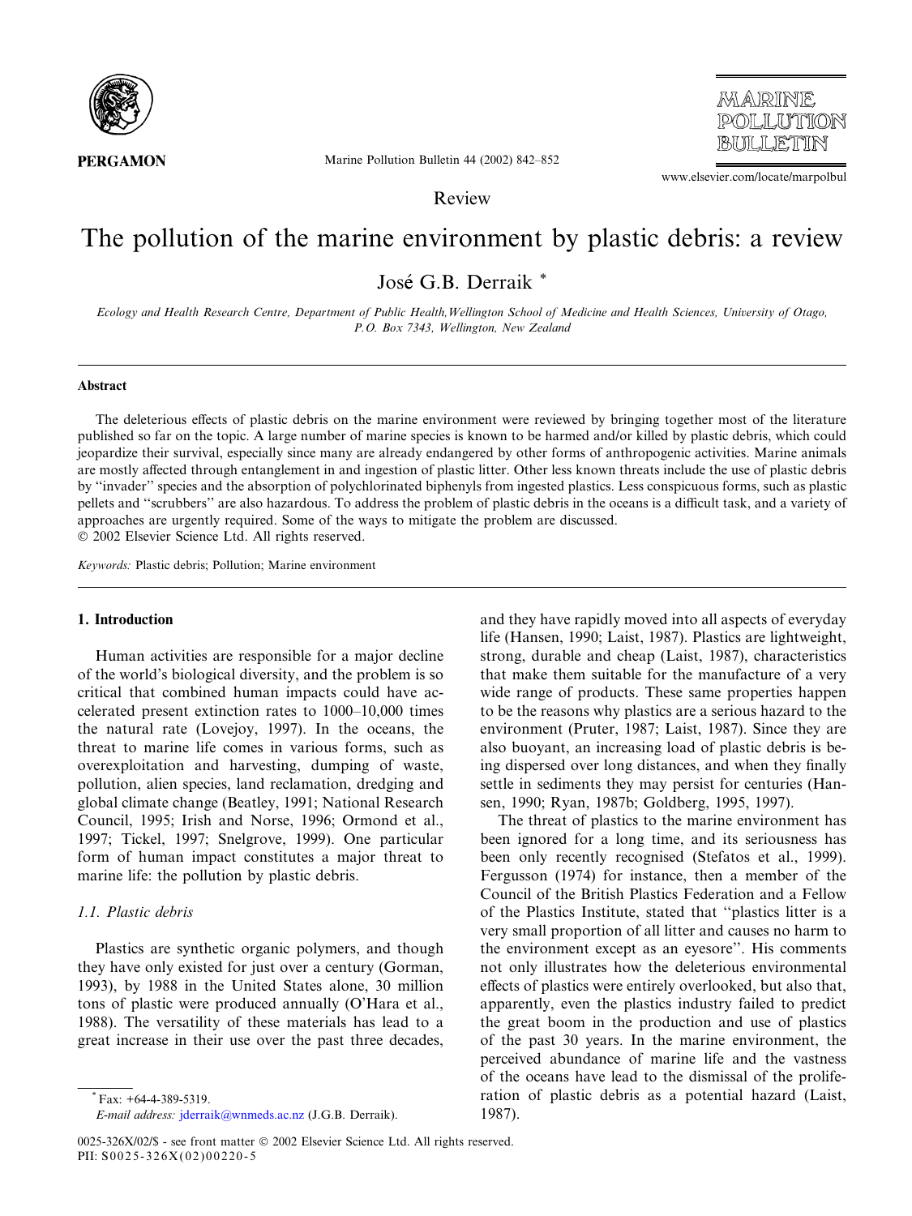Review

# The pollution of the marine environment by plastic debris: a review

José G.B. Derraik *

*Ecology and Health Research Centre, Department of Public Health, Wellington School of Medicine and Health Sciences, University of Otago, P.O. Box 7343, Wellington, New Zealand*

## Abstract

The deleterious effects of plastic debris on the marine environment were reviewed by bringing together most of the literature published so far on the topic. A large number of marine species is known to be harmed and/or killed by plastic debris, which could jeopardize their survival, especially since many are already endangered by other forms of anthropogenic activities. Marine animals are mostly affected through entanglement in and ingestion of plastic litter. Other less known threats include the use of plastic debris by "invader" species and the absorption of polychlorinated biphenyls from ingested plastics. Less conspicuous forms, such as plastic pellets and "scrubbers" are also hazardous. To address the problem of plastic debris in the oceans is a difficult task, and a variety of approaches are urgently required. Some of the ways to mitigate the problem are discussed.

© 2002 Elsevier Science Ltd. All rights reserved.

*Keywords:* Plastic debris; Pollution; Marine environment

## 1. Introduction

Human activities are responsible for a major decline of the world's biological diversity, and the problem is so critical that combined human impacts could have accelerated present extinction rates to 1000–10,000 times the natural rate (Lovejoy, 1997). In the oceans, the threat to marine life comes in various forms, such as overexploitation and harvesting, dumping of waste, pollution, alien species, land reclamation, dredging and global climate change (Beatley, 1991; National Research Council, 1995; Irish and Norse, 1996; Ormond et al., 1997; Tickel, 1997; Snelgrove, 1999). One particular form of human impact constitutes a major threat to marine life: the pollution by plastic debris.

### 1.1. Plastic debris

Plastics are synthetic organic polymers, and though they have only existed for just over a century (Gorman, 1993), by 1988 in the United States alone, 30 million tons of plastic were produced annually (O'Hara et al., 1988). The versatility of these materials has lead to a great increase in their use over the past three decades, and they have rapidly moved into all aspects of everyday life (Hansen, 1990; Laist, 1987). Plastics are lightweight, strong, durable and cheap (Laist, 1987), characteristics that make them suitable for the manufacture of a very wide range of products. These same properties happen to be the reasons why plastics are a serious hazard to the environment (Pruter, 1987; Laist, 1987). Since they are also buoyant, an increasing load of plastic debris is being dispersed over long distances, and when they finally settle in sediments they may persist for centuries (Hansen, 1990; Ryan, 1987b; Goldberg, 1995, 1997).

The threat of plastics to the marine environment has been ignored for a long time, and its seriousness has been only recently recognised (Stefatos et al., 1999). Fergusson (1974) for instance, then a member of the Council of the British Plastics Federation and a Fellow of the Plastics Institute, stated that "plastics litter is a very small proportion of all litter and causes no harm to the environment except as an eyesore". His comments not only illustrates how the deleterious environmental effects of plastics were entirely overlooked, but also that, apparently, even the plastics industry failed to predict the great boom in the production and use of plastics of the past 30 years. In the marine environment, the perceived abundance of marine life and the vastness of the oceans have lead to the dismissal of the proliferation of plastic debris as a potential hazard (Laist, 1987).

* Fax: +64-4-389-5319.
*E-mail address:* jderraik@wnmeds.ac.nz (J.G.B. Derraik).

0025-326X/02/$ - see front matter © 2002 Elsevier Science Ltd. All rights reserved.
PII: S0025-326X(02)00220-5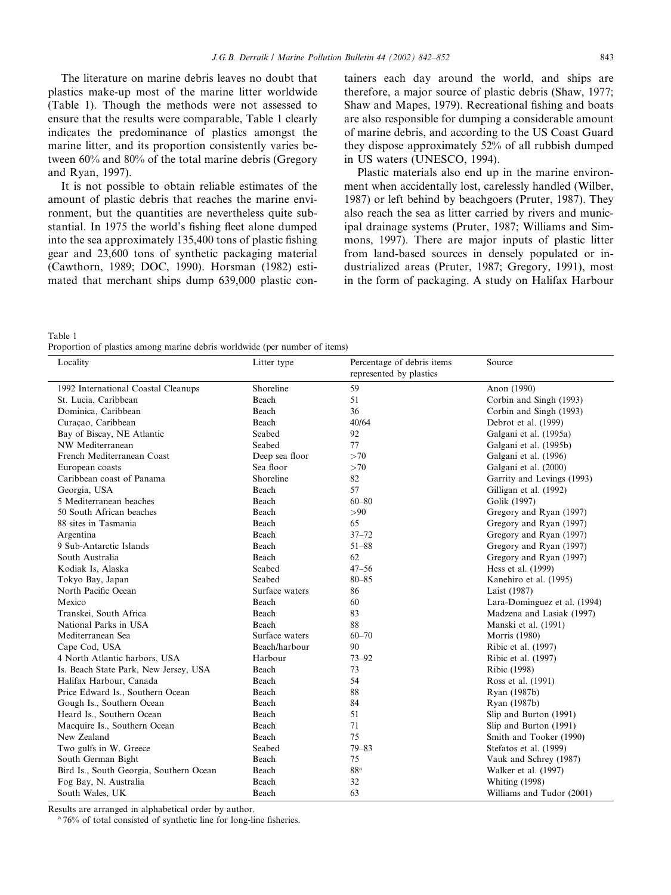The literature on marine debris leaves no doubt that plastics make-up most of the marine litter worldwide (Table 1). Though the methods were not assessed to ensure that the results were comparable, Table 1 clearly indicates the predominance of plastics amongst the marine litter, and its proportion consistently varies between 60% and 80% of the total marine debris (Gregory and Ryan, 1997).

It is not possible to obtain reliable estimates of the amount of plastic debris that reaches the marine environment, but the quantities are nevertheless quite substantial. In 1975 the world's fishing fleet alone dumped into the sea approximately 135,400 tons of plastic fishing gear and 23,600 tons of synthetic packaging material (Cawthorn, 1989; DOC, 1990). Horsman (1982) estimated that merchant ships dump 639,000 plastic containers each day around the world, and ships are therefore, a major source of plastic debris (Shaw, 1977; Shaw and Mapes, 1979). Recreational fishing and boats are also responsible for dumping a considerable amount of marine debris, and according to the US Coast Guard they dispose approximately 52% of all rubbish dumped in US waters (UNESCO, 1994).

Plastic materials also end up in the marine environment when accidentally lost, carelessly handled (Wilber, 1987) or left behind by beachgoers (Pruter, 1987). They also reach the sea as litter carried by rivers and municipal drainage systems (Pruter, 1987; Williams and Simmons, 1997). There are major inputs of plastic litter from land-based sources in densely populated or industrialized areas (Pruter, 1987; Gregory, 1991), most in the form of packaging. A study on Halifax Harbour

Table 1
Proportion of plastics among marine debris worldwide (per number of items)

| Locality | Litter type | Percentage of debris items represented by plastics | Source |
|---|---|---|---|
| 1992 International Coastal Cleanups | Shoreline | 59 | Anon (1990) |
| St. Lucia, Caribbean | Beach | 51 | Corbin and Singh (1993) |
| Dominica, Caribbean | Beach | 36 | Corbin and Singh (1993) |
| Curaçao, Caribbean | Beach | 40/64 | Debrot et al. (1999) |
| Bay of Biscay, NE Atlantic | Seabed | 92 | Galgani et al. (1995a) |
| NW Mediterranean | Seabed | 77 | Galgani et al. (1995b) |
| French Mediterranean Coast | Deep sea floor | >70 | Galgani et al. (1996) |
| European coasts | Sea floor | >70 | Galgani et al. (2000) |
| Caribbean coast of Panama | Shoreline | 82 | Garrity and Levings (1993) |
| Georgia, USA | Beach | 57 | Gilligan et al. (1992) |
| 5 Mediterranean beaches | Beach | 60–80 | Golik (1997) |
| 50 South African beaches | Beach | >90 | Gregory and Ryan (1997) |
| 88 sites in Tasmania | Beach | 65 | Gregory and Ryan (1997) |
| Argentina | Beach | 37–72 | Gregory and Ryan (1997) |
| 9 Sub-Antarctic Islands | Beach | 51–88 | Gregory and Ryan (1997) |
| South Australia | Beach | 62 | Gregory and Ryan (1997) |
| Kodiak Is, Alaska | Seabed | 47–56 | Hess et al. (1999) |
| Tokyo Bay, Japan | Seabed | 80–85 | Kanehiro et al. (1995) |
| North Pacific Ocean | Surface waters | 86 | Laist (1987) |
| Mexico | Beach | 60 | Lara-Dominguez et al. (1994) |
| Transkei, South Africa | Beach | 83 | Madzena and Lasiak (1997) |
| National Parks in USA | Beach | 88 | Manski et al. (1991) |
| Mediterranean Sea | Surface waters | 60–70 | Morris (1980) |
| Cape Cod, USA | Beach/harbour | 90 | Ribic et al. (1997) |
| 4 North Atlantic harbors, USA | Harbour | 73–92 | Ribic et al. (1997) |
| Is. Beach State Park, New Jersey, USA | Beach | 73 | Ribic (1998) |
| Halifax Harbour, Canada | Beach | 54 | Ross et al. (1991) |
| Price Edward Is., Southern Ocean | Beach | 88 | Ryan (1987b) |
| Gough Is., Southern Ocean | Beach | 84 | Ryan (1987b) |
| Heard Is., Southern Ocean | Beach | 51 | Slip and Burton (1991) |
| Macquire Is., Southern Ocean | Beach | 71 | Slip and Burton (1991) |
| New Zealand | Beach | 75 | Smith and Tooker (1990) |
| Two gulfs in W. Greece | Seabed | 79–83 | Stefatos et al. (1999) |
| South German Bight | Beach | 75 | Vauk and Schrey (1987) |
| Bird Is., South Georgia, Southern Ocean | Beach | 88[a] | Walker et al. (1997) |
| Fog Bay, N. Australia | Beach | 32 | Whiting (1998) |
| South Wales, UK | Beach | 63 | Williams and Tudor (2001) |

Results are arranged in alphabetical order by author.
[a] 76% of total consisted of synthetic line for long-line fisheries.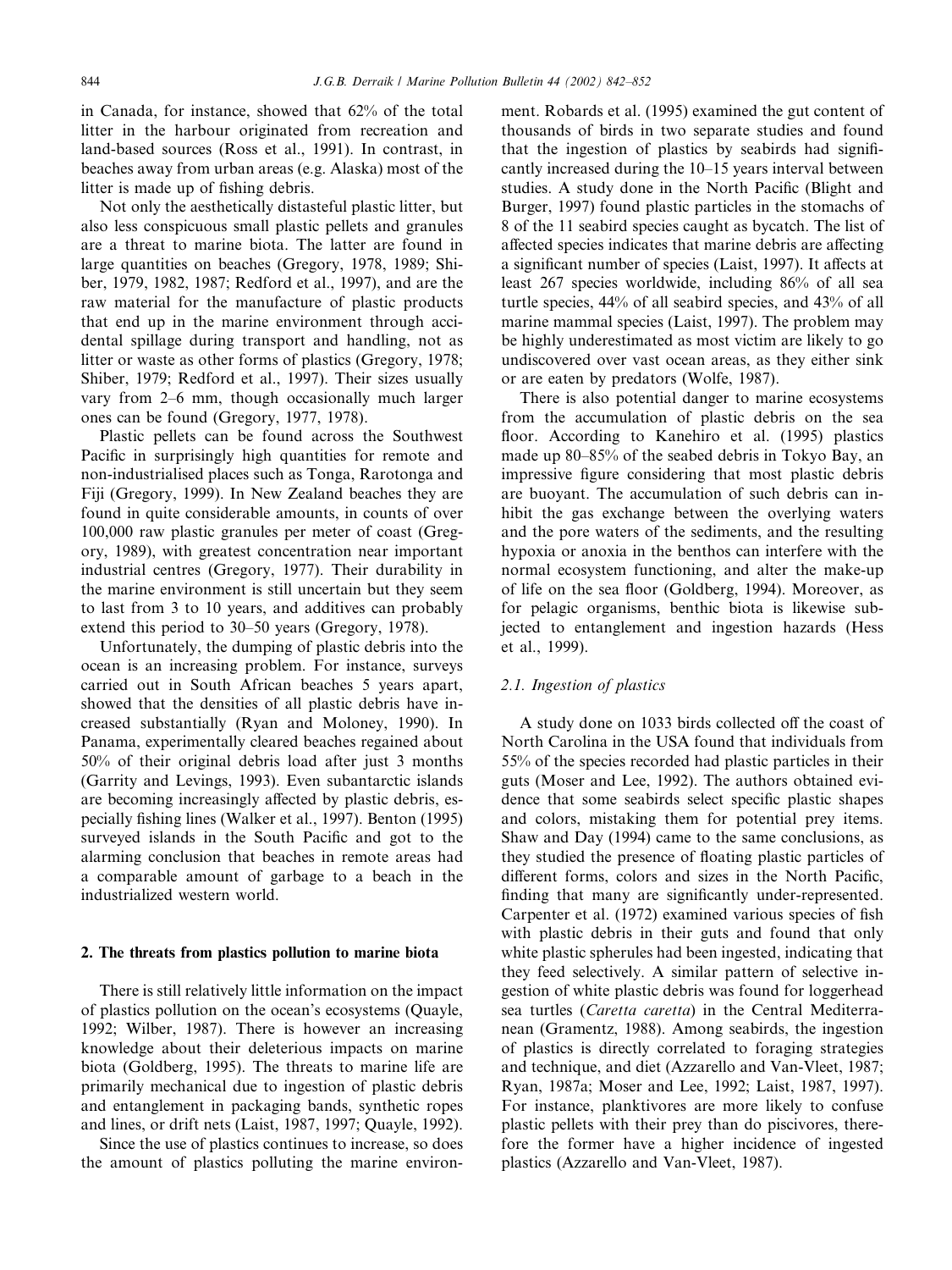in Canada, for instance, showed that 62% of the total litter in the harbour originated from recreation and land-based sources (Ross et al., 1991). In contrast, in beaches away from urban areas (e.g. Alaska) most of the litter is made up of fishing debris.

Not only the aesthetically distasteful plastic litter, but also less conspicuous small plastic pellets and granules are a threat to marine biota. The latter are found in large quantities on beaches (Gregory, 1978, 1989; Shiber, 1979, 1982, 1987; Redford et al., 1997), and are the raw material for the manufacture of plastic products that end up in the marine environment through accidental spillage during transport and handling, not as litter or waste as other forms of plastics (Gregory, 1978; Shiber, 1979; Redford et al., 1997). Their sizes usually vary from 2–6 mm, though occasionally much larger ones can be found (Gregory, 1977, 1978).

Plastic pellets can be found across the Southwest Pacific in surprisingly high quantities for remote and non-industrialised places such as Tonga, Rarotonga and Fiji (Gregory, 1999). In New Zealand beaches they are found in quite considerable amounts, in counts of over 100,000 raw plastic granules per meter of coast (Gregory, 1989), with greatest concentration near important industrial centres (Gregory, 1977). Their durability in the marine environment is still uncertain but they seem to last from 3 to 10 years, and additives can probably extend this period to 30–50 years (Gregory, 1978).

Unfortunately, the dumping of plastic debris into the ocean is an increasing problem. For instance, surveys carried out in South African beaches 5 years apart, showed that the densities of all plastic debris have increased substantially (Ryan and Moloney, 1990). In Panama, experimentally cleared beaches regained about 50% of their original debris load after just 3 months (Garrity and Levings, 1993). Even subantarctic islands are becoming increasingly affected by plastic debris, especially fishing lines (Walker et al., 1997). Benton (1995) surveyed islands in the South Pacific and got to the alarming conclusion that beaches in remote areas had a comparable amount of garbage to a beach in the industrialized western world.

## 2. The threats from plastics pollution to marine biota

There is still relatively little information on the impact of plastics pollution on the ocean's ecosystems (Quayle, 1992; Wilber, 1987). There is however an increasing knowledge about their deleterious impacts on marine biota (Goldberg, 1995). The threats to marine life are primarily mechanical due to ingestion of plastic debris and entanglement in packaging bands, synthetic ropes and lines, or drift nets (Laist, 1987, 1997; Quayle, 1992).

Since the use of plastics continues to increase, so does the amount of plastics polluting the marine environment. Robards et al. (1995) examined the gut content of thousands of birds in two separate studies and found that the ingestion of plastics by seabirds had significantly increased during the 10–15 years interval between studies. A study done in the North Pacific (Blight and Burger, 1997) found plastic particles in the stomachs of 8 of the 11 seabird species caught as bycatch. The list of affected species indicates that marine debris are affecting a significant number of species (Laist, 1997). It affects at least 267 species worldwide, including 86% of all sea turtle species, 44% of all seabird species, and 43% of all marine mammal species (Laist, 1997). The problem may be highly underestimated as most victim are likely to go undiscovered over vast ocean areas, as they either sink or are eaten by predators (Wolfe, 1987).

There is also potential danger to marine ecosystems from the accumulation of plastic debris on the sea floor. According to Kanehiro et al. (1995) plastics made up 80–85% of the seabed debris in Tokyo Bay, an impressive figure considering that most plastic debris are buoyant. The accumulation of such debris can inhibit the gas exchange between the overlying waters and the pore waters of the sediments, and the resulting hypoxia or anoxia in the benthos can interfere with the normal ecosystem functioning, and alter the make-up of life on the sea floor (Goldberg, 1994). Moreover, as for pelagic organisms, benthic biota is likewise subjected to entanglement and ingestion hazards (Hess et al., 1999).

### 2.1. Ingestion of plastics

A study done on 1033 birds collected off the coast of North Carolina in the USA found that individuals from 55% of the species recorded had plastic particles in their guts (Moser and Lee, 1992). The authors obtained evidence that some seabirds select specific plastic shapes and colors, mistaking them for potential prey items. Shaw and Day (1994) came to the same conclusions, as they studied the presence of floating plastic particles of different forms, colors and sizes in the North Pacific, finding that many are significantly under-represented. Carpenter et al. (1972) examined various species of fish with plastic debris in their guts and found that only white plastic spherules had been ingested, indicating that they feed selectively. A similar pattern of selective ingestion of white plastic debris was found for loggerhead sea turtles (*Caretta caretta*) in the Central Mediterranean (Gramentz, 1988). Among seabirds, the ingestion of plastics is directly correlated to foraging strategies and technique, and diet (Azzarello and Van-Vleet, 1987; Ryan, 1987a; Moser and Lee, 1992; Laist, 1987, 1997). For instance, planktivores are more likely to confuse plastic pellets with their prey than do piscivores, therefore the former have a higher incidence of ingested plastics (Azzarello and Van-Vleet, 1987).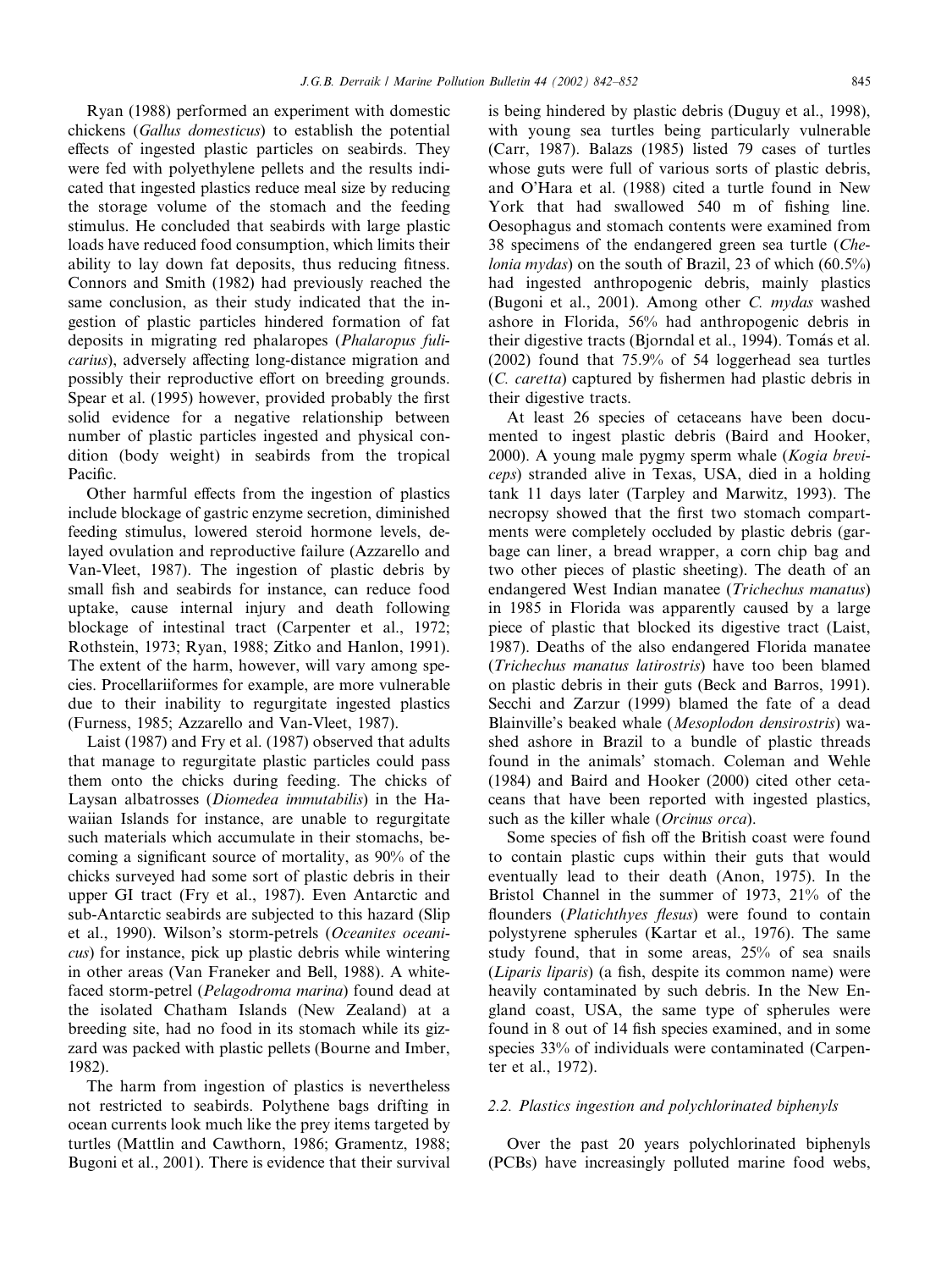Ryan (1988) performed an experiment with domestic chickens (*Gallus domesticus*) to establish the potential effects of ingested plastic particles on seabirds. They were fed with polyethylene pellets and the results indicated that ingested plastics reduce meal size by reducing the storage volume of the stomach and the feeding stimulus. He concluded that seabirds with large plastic loads have reduced food consumption, which limits their ability to lay down fat deposits, thus reducing fitness. Connors and Smith (1982) had previously reached the same conclusion, as their study indicated that the ingestion of plastic particles hindered formation of fat deposits in migrating red phalaropes (*Phalaropus fulicarius*), adversely affecting long-distance migration and possibly their reproductive effort on breeding grounds. Spear et al. (1995) however, provided probably the first solid evidence for a negative relationship between number of plastic particles ingested and physical condition (body weight) in seabirds from the tropical Pacific.

Other harmful effects from the ingestion of plastics include blockage of gastric enzyme secretion, diminished feeding stimulus, lowered steroid hormone levels, delayed ovulation and reproductive failure (Azzarello and Van-Vleet, 1987). The ingestion of plastic debris by small fish and seabirds for instance, can reduce food uptake, cause internal injury and death following blockage of intestinal tract (Carpenter et al., 1972; Rothstein, 1973; Ryan, 1988; Zitko and Hanlon, 1991). The extent of the harm, however, will vary among species. Procellariiformes for example, are more vulnerable due to their inability to regurgitate ingested plastics (Furness, 1985; Azzarello and Van-Vleet, 1987).

Laist (1987) and Fry et al. (1987) observed that adults that manage to regurgitate plastic particles could pass them onto the chicks during feeding. The chicks of Laysan albatrosses (*Diomedea immutabilis*) in the Hawaiian Islands for instance, are unable to regurgitate such materials which accumulate in their stomachs, becoming a significant source of mortality, as 90% of the chicks surveyed had some sort of plastic debris in their upper GI tract (Fry et al., 1987). Even Antarctic and sub-Antarctic seabirds are subjected to this hazard (Slip et al., 1990). Wilson's storm-petrels (*Oceanites oceanicus*) for instance, pick up plastic debris while wintering in other areas (Van Franeker and Bell, 1988). A white-faced storm-petrel (*Pelagodroma marina*) found dead at the isolated Chatham Islands (New Zealand) at a breeding site, had no food in its stomach while its gizzard was packed with plastic pellets (Bourne and Imber, 1982).

The harm from ingestion of plastics is nevertheless not restricted to seabirds. Polythene bags drifting in ocean currents look much like the prey items targeted by turtles (Mattlin and Cawthorn, 1986; Gramentz, 1988; Bugoni et al., 2001). There is evidence that their survival is being hindered by plastic debris (Duguy et al., 1998), with young sea turtles being particularly vulnerable (Carr, 1987). Balazs (1985) listed 79 cases of turtles whose guts were full of various sorts of plastic debris, and O'Hara et al. (1988) cited a turtle found in New York that had swallowed 540 m of fishing line. Oesophagus and stomach contents were examined from 38 specimens of the endangered green sea turtle (*Chelonia mydas*) on the south of Brazil, 23 of which (60.5%) had ingested anthropogenic debris, mainly plastics (Bugoni et al., 2001). Among other *C. mydas* washed ashore in Florida, 56% had anthropogenic debris in their digestive tracts (Bjorndal et al., 1994). Tomás et al. (2002) found that 75.9% of 54 loggerhead sea turtles (*C. caretta*) captured by fishermen had plastic debris in their digestive tracts.

At least 26 species of cetaceans have been documented to ingest plastic debris (Baird and Hooker, 2000). A young male pygmy sperm whale (*Kogia breviceps*) stranded alive in Texas, USA, died in a holding tank 11 days later (Tarpley and Marwitz, 1993). The necropsy showed that the first two stomach compartments were completely occluded by plastic debris (garbage can liner, a bread wrapper, a corn chip bag and two other pieces of plastic sheeting). The death of an endangered West Indian manatee (*Trichechus manatus*) in 1985 in Florida was apparently caused by a large piece of plastic that blocked its digestive tract (Laist, 1987). Deaths of the also endangered Florida manatee (*Trichechus manatus latirostris*) have too been blamed on plastic debris in their guts (Beck and Barros, 1991). Secchi and Zarzur (1999) blamed the fate of a dead Blainville's beaked whale (*Mesoplodon densirostris*) washed ashore in Brazil to a bundle of plastic threads found in the animals' stomach. Coleman and Wehle (1984) and Baird and Hooker (2000) cited other cetaceans that have been reported with ingested plastics, such as the killer whale (*Orcinus orca*).

Some species of fish off the British coast were found to contain plastic cups within their guts that would eventually lead to their death (Anon, 1975). In the Bristol Channel in the summer of 1973, 21% of the flounders (*Platichthyes flesus*) were found to contain polystyrene spherules (Kartar et al., 1976). The same study found, that in some areas, 25% of sea snails (*Liparis liparis*) (a fish, despite its common name) were heavily contaminated by such debris. In the New England coast, USA, the same type of spherules were found in 8 out of 14 fish species examined, and in some species 33% of individuals were contaminated (Carpenter et al., 1972).

### 2.2. Plastics ingestion and polychlorinated biphenyls

Over the past 20 years polychlorinated biphenyls (PCBs) have increasingly polluted marine food webs,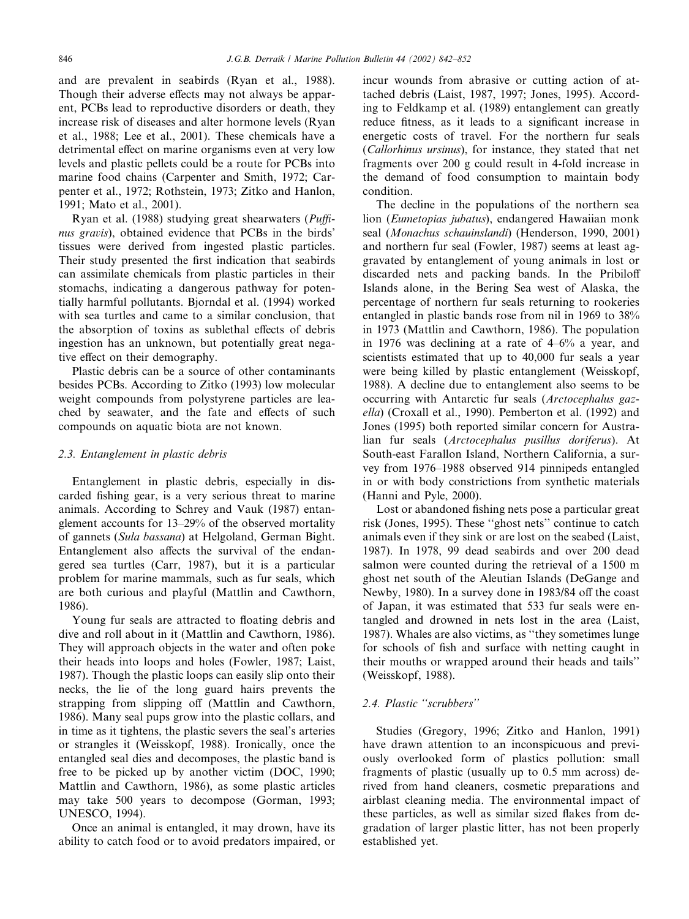and are prevalent in seabirds (Ryan et al., 1988). Though their adverse effects may not always be apparent, PCBs lead to reproductive disorders or death, they increase risk of diseases and alter hormone levels (Ryan et al., 1988; Lee et al., 2001). These chemicals have a detrimental effect on marine organisms even at very low levels and plastic pellets could be a route for PCBs into marine food chains (Carpenter and Smith, 1972; Carpenter et al., 1972; Rothstein, 1973; Zitko and Hanlon, 1991; Mato et al., 2001).

Ryan et al. (1988) studying great shearwaters (*Puffinus gravis*), obtained evidence that PCBs in the birds' tissues were derived from ingested plastic particles. Their study presented the first indication that seabirds can assimilate chemicals from plastic particles in their stomachs, indicating a dangerous pathway for potentially harmful pollutants. Bjorndal et al. (1994) worked with sea turtles and came to a similar conclusion, that the absorption of toxins as sublethal effects of debris ingestion has an unknown, but potentially great negative effect on their demography.

Plastic debris can be a source of other contaminants besides PCBs. According to Zitko (1993) low molecular weight compounds from polystyrene particles are leached by seawater, and the fate and effects of such compounds on aquatic biota are not known.

### 2.3. Entanglement in plastic debris

Entanglement in plastic debris, especially in discarded fishing gear, is a very serious threat to marine animals. According to Schrey and Vauk (1987) entanglement accounts for 13–29% of the observed mortality of gannets (*Sula bassana*) at Helgoland, German Bight. Entanglement also affects the survival of the endangered sea turtles (Carr, 1987), but it is a particular problem for marine mammals, such as fur seals, which are both curious and playful (Mattlin and Cawthorn, 1986).

Young fur seals are attracted to floating debris and dive and roll about in it (Mattlin and Cawthorn, 1986). They will approach objects in the water and often poke their heads into loops and holes (Fowler, 1987; Laist, 1987). Though the plastic loops can easily slip onto their necks, the lie of the long guard hairs prevents the strapping from slipping off (Mattlin and Cawthorn, 1986). Many seal pups grow into the plastic collars, and in time as it tightens, the plastic severs the seal's arteries or strangles it (Weisskopf, 1988). Ironically, once the entangled seal dies and decomposes, the plastic band is free to be picked up by another victim (DOC, 1990; Mattlin and Cawthorn, 1986), as some plastic articles may take 500 years to decompose (Gorman, 1993; UNESCO, 1994).

Once an animal is entangled, it may drown, have its ability to catch food or to avoid predators impaired, or incur wounds from abrasive or cutting action of attached debris (Laist, 1987, 1997; Jones, 1995). According to Feldkamp et al. (1989) entanglement can greatly reduce fitness, as it leads to a significant increase in energetic costs of travel. For the northern fur seals (*Callorhinus ursinus*), for instance, they stated that net fragments over 200 g could result in 4-fold increase in the demand of food consumption to maintain body condition.

The decline in the populations of the northern sea lion (*Eumetopias jubatus*), endangered Hawaiian monk seal (*Monachus schauinslandi*) (Henderson, 1990, 2001) and northern fur seal (Fowler, 1987) seems at least aggravated by entanglement of young animals in lost or discarded nets and packing bands. In the Pribiloff Islands alone, in the Bering Sea west of Alaska, the percentage of northern fur seals returning to rookeries entangled in plastic bands rose from nil in 1969 to 38% in 1973 (Mattlin and Cawthorn, 1986). The population in 1976 was declining at a rate of 4–6% a year, and scientists estimated that up to 40,000 fur seals a year were being killed by plastic entanglement (Weisskopf, 1988). A decline due to entanglement also seems to be occurring with Antarctic fur seals (*Arctocephalus gazella*) (Croxall et al., 1990). Pemberton et al. (1992) and Jones (1995) both reported similar concern for Australian fur seals (*Arctocephalus pusillus doriferus*). At South-east Farallon Island, Northern California, a survey from 1976–1988 observed 914 pinnipeds entangled in or with body constrictions from synthetic materials (Hanni and Pyle, 2000).

Lost or abandoned fishing nets pose a particular great risk (Jones, 1995). These "ghost nets" continue to catch animals even if they sink or are lost on the seabed (Laist, 1987). In 1978, 99 dead seabirds and over 200 dead salmon were counted during the retrieval of a 1500 m ghost net south of the Aleutian Islands (DeGange and Newby, 1980). In a survey done in 1983/84 off the coast of Japan, it was estimated that 533 fur seals were entangled and drowned in nets lost in the area (Laist, 1987). Whales are also victims, as "they sometimes lunge for schools of fish and surface with netting caught in their mouths or wrapped around their heads and tails" (Weisskopf, 1988).

### 2.4. Plastic "scrubbers"

Studies (Gregory, 1996; Zitko and Hanlon, 1991) have drawn attention to an inconspicuous and previously overlooked form of plastics pollution: small fragments of plastic (usually up to 0.5 mm across) derived from hand cleaners, cosmetic preparations and airblast cleaning media. The environmental impact of these particles, as well as similar sized flakes from degradation of larger plastic litter, has not been properly established yet.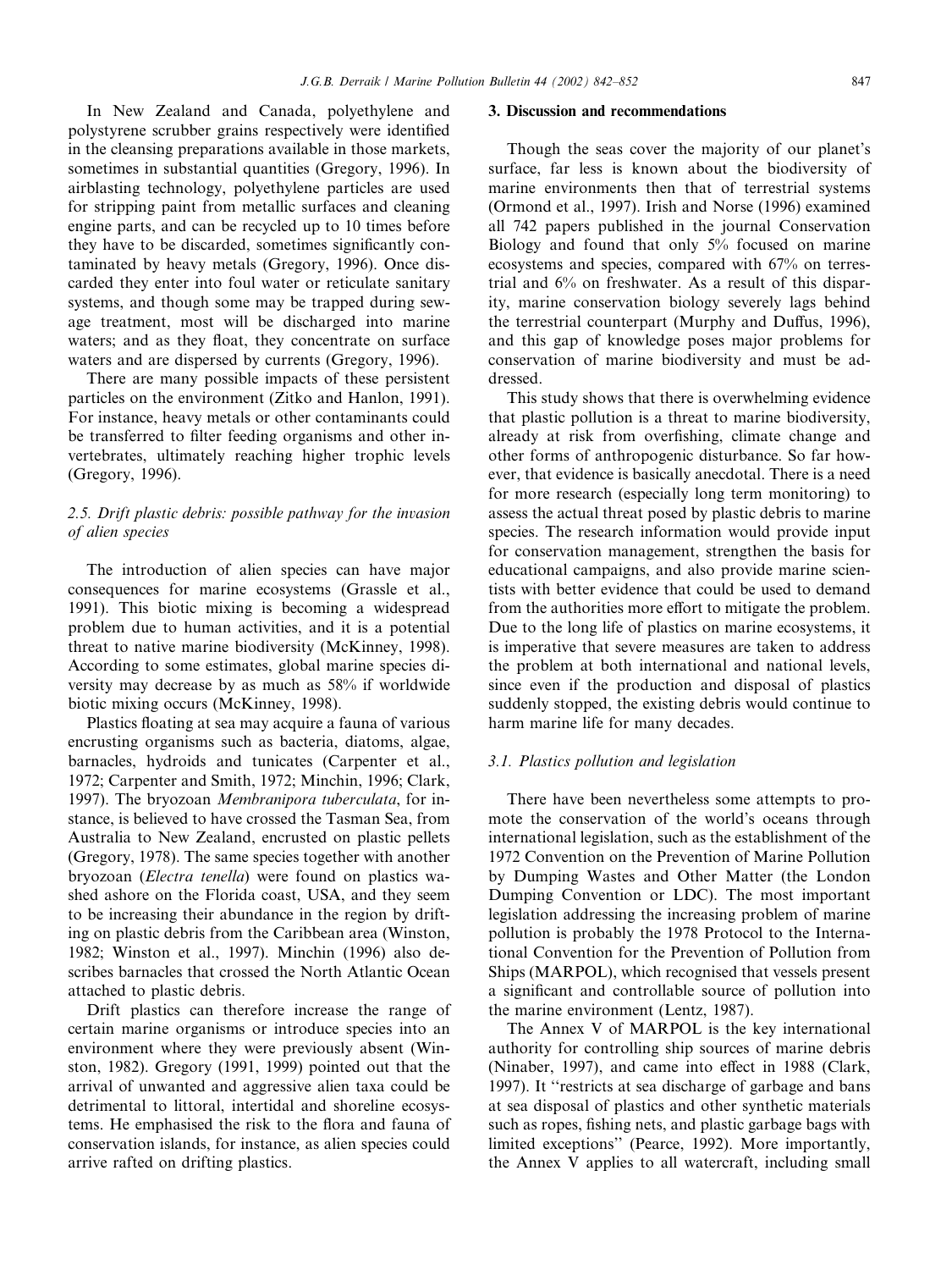In New Zealand and Canada, polyethylene and polystyrene scrubber grains respectively were identified in the cleansing preparations available in those markets, sometimes in substantial quantities (Gregory, 1996). In airblasting technology, polyethylene particles are used for stripping paint from metallic surfaces and cleaning engine parts, and can be recycled up to 10 times before they have to be discarded, sometimes significantly contaminated by heavy metals (Gregory, 1996). Once discarded they enter into foul water or reticulate sanitary systems, and though some may be trapped during sewage treatment, most will be discharged into marine waters; and as they float, they concentrate on surface waters and are dispersed by currents (Gregory, 1996).

There are many possible impacts of these persistent particles on the environment (Zitko and Hanlon, 1991). For instance, heavy metals or other contaminants could be transferred to filter feeding organisms and other invertebrates, ultimately reaching higher trophic levels (Gregory, 1996).

### 2.5. Drift plastic debris: possible pathway for the invasion of alien species

The introduction of alien species can have major consequences for marine ecosystems (Grassle et al., 1991). This biotic mixing is becoming a widespread problem due to human activities, and it is a potential threat to native marine biodiversity (McKinney, 1998). According to some estimates, global marine species diversity may decrease by as much as 58% if worldwide biotic mixing occurs (McKinney, 1998).

Plastics floating at sea may acquire a fauna of various encrusting organisms such as bacteria, diatoms, algae, barnacles, hydroids and tunicates (Carpenter et al., 1972; Carpenter and Smith, 1972; Minchin, 1996; Clark, 1997). The bryozoan *Membranipora tuberculata*, for instance, is believed to have crossed the Tasman Sea, from Australia to New Zealand, encrusted on plastic pellets (Gregory, 1978). The same species together with another bryozoan (*Electra tenella*) were found on plastics washed ashore on the Florida coast, USA, and they seem to be increasing their abundance in the region by drifting on plastic debris from the Caribbean area (Winston, 1982; Winston et al., 1997). Minchin (1996) also describes barnacles that crossed the North Atlantic Ocean attached to plastic debris.

Drift plastics can therefore increase the range of certain marine organisms or introduce species into an environment where they were previously absent (Winston, 1982). Gregory (1991, 1999) pointed out that the arrival of unwanted and aggressive alien taxa could be detrimental to littoral, intertidal and shoreline ecosystems. He emphasised the risk to the flora and fauna of conservation islands, for instance, as alien species could arrive rafted on drifting plastics.

## 3. Discussion and recommendations

Though the seas cover the majority of our planet's surface, far less is known about the biodiversity of marine environments then that of terrestrial systems (Ormond et al., 1997). Irish and Norse (1996) examined all 742 papers published in the journal Conservation Biology and found that only 5% focused on marine ecosystems and species, compared with 67% on terrestrial and 6% on freshwater. As a result of this disparity, marine conservation biology severely lags behind the terrestrial counterpart (Murphy and Duffus, 1996), and this gap of knowledge poses major problems for conservation of marine biodiversity and must be addressed.

This study shows that there is overwhelming evidence that plastic pollution is a threat to marine biodiversity, already at risk from overfishing, climate change and other forms of anthropogenic disturbance. So far however, that evidence is basically anecdotal. There is a need for more research (especially long term monitoring) to assess the actual threat posed by plastic debris to marine species. The research information would provide input for conservation management, strengthen the basis for educational campaigns, and also provide marine scientists with better evidence that could be used to demand from the authorities more effort to mitigate the problem. Due to the long life of plastics on marine ecosystems, it is imperative that severe measures are taken to address the problem at both international and national levels, since even if the production and disposal of plastics suddenly stopped, the existing debris would continue to harm marine life for many decades.

### 3.1. Plastics pollution and legislation

There have been nevertheless some attempts to promote the conservation of the world's oceans through international legislation, such as the establishment of the 1972 Convention on the Prevention of Marine Pollution by Dumping Wastes and Other Matter (the London Dumping Convention or LDC). The most important legislation addressing the increasing problem of marine pollution is probably the 1978 Protocol to the International Convention for the Prevention of Pollution from Ships (MARPOL), which recognised that vessels present a significant and controllable source of pollution into the marine environment (Lentz, 1987).

The Annex V of MARPOL is the key international authority for controlling ship sources of marine debris (Ninaber, 1997), and came into effect in 1988 (Clark, 1997). It "restricts at sea discharge of garbage and bans at sea disposal of plastics and other synthetic materials such as ropes, fishing nets, and plastic garbage bags with limited exceptions" (Pearce, 1992). More importantly, the Annex V applies to all watercraft, including small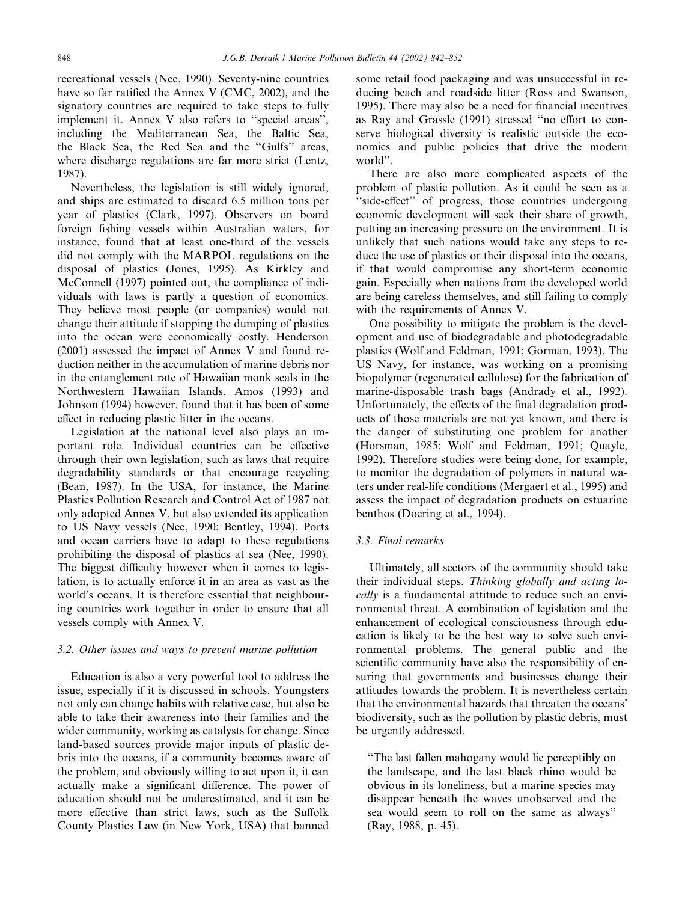recreational vessels (Nee, 1990). Seventy-nine countries have so far ratified the Annex V (CMC, 2002), and the signatory countries are required to take steps to fully implement it. Annex V also refers to "special areas", including the Mediterranean Sea, the Baltic Sea, the Black Sea, the Red Sea and the "Gulfs" areas, where discharge regulations are far more strict (Lentz, 1987).

Nevertheless, the legislation is still widely ignored, and ships are estimated to discard 6.5 million tons per year of plastics (Clark, 1997). Observers on board foreign fishing vessels within Australian waters, for instance, found that at least one-third of the vessels did not comply with the MARPOL regulations on the disposal of plastics (Jones, 1995). As Kirkley and McConnell (1997) pointed out, the compliance of individuals with laws is partly a question of economics. They believe most people (or companies) would not change their attitude if stopping the dumping of plastics into the ocean were economically costly. Henderson (2001) assessed the impact of Annex V and found reduction neither in the accumulation of marine debris nor in the entanglement rate of Hawaiian monk seals in the Northwestern Hawaiian Islands. Amos (1993) and Johnson (1994) however, found that it has been of some effect in reducing plastic litter in the oceans.

Legislation at the national level also plays an important role. Individual countries can be effective through their own legislation, such as laws that require degradability standards or that encourage recycling (Bean, 1987). In the USA, for instance, the Marine Plastics Pollution Research and Control Act of 1987 not only adopted Annex V, but also extended its application to US Navy vessels (Nee, 1990; Bentley, 1994). Ports and ocean carriers have to adapt to these regulations prohibiting the disposal of plastics at sea (Nee, 1990). The biggest difficulty however when it comes to legislation, is to actually enforce it in an area as vast as the world's oceans. It is therefore essential that neighbouring countries work together in order to ensure that all vessels comply with Annex V.

### 3.2. Other issues and ways to prevent marine pollution

Education is also a very powerful tool to address the issue, especially if it is discussed in schools. Youngsters not only can change habits with relative ease, but also be able to take their awareness into their families and the wider community, working as catalysts for change. Since land-based sources provide major inputs of plastic debris into the oceans, if a community becomes aware of the problem, and obviously willing to act upon it, it can actually make a significant difference. The power of education should not be underestimated, and it can be more effective than strict laws, such as the Suffolk County Plastics Law (in New York, USA) that banned some retail food packaging and was unsuccessful in reducing beach and roadside litter (Ross and Swanson, 1995). There may also be a need for financial incentives as Ray and Grassle (1991) stressed "no effort to conserve biological diversity is realistic outside the economics and public policies that drive the modern world".

There are also more complicated aspects of the problem of plastic pollution. As it could be seen as a "side-effect" of progress, those countries undergoing economic development will seek their share of growth, putting an increasing pressure on the environment. It is unlikely that such nations would take any steps to reduce the use of plastics or their disposal into the oceans, if that would compromise any short-term economic gain. Especially when nations from the developed world are being careless themselves, and still failing to comply with the requirements of Annex V.

One possibility to mitigate the problem is the development and use of biodegradable and photodegradable plastics (Wolf and Feldman, 1991; Gorman, 1993). The US Navy, for instance, was working on a promising biopolymer (regenerated cellulose) for the fabrication of marine-disposable trash bags (Andrady et al., 1992). Unfortunately, the effects of the final degradation products of those materials are not yet known, and there is the danger of substituting one problem for another (Horsman, 1985; Wolf and Feldman, 1991; Quayle, 1992). Therefore studies were being done, for example, to monitor the degradation of polymers in natural waters under real-life conditions (Mergaert et al., 1995) and assess the impact of degradation products on estuarine benthos (Doering et al., 1994).

### 3.3. Final remarks

Ultimately, all sectors of the community should take their individual steps. *Thinking globally and acting locally* is a fundamental attitude to reduce such an environmental threat. A combination of legislation and the enhancement of ecological consciousness through education is likely to be the best way to solve such environmental problems. The general public and the scientific community have also the responsibility of ensuring that governments and businesses change their attitudes towards the problem. It is nevertheless certain that the environmental hazards that threaten the oceans' biodiversity, such as the pollution by plastic debris, must be urgently addressed.

> "The last fallen mahogany would lie perceptibly on the landscape, and the last black rhino would be obvious in its loneliness, but a marine species may disappear beneath the waves unobserved and the sea would seem to roll on the same as always" (Ray, 1988, p. 45).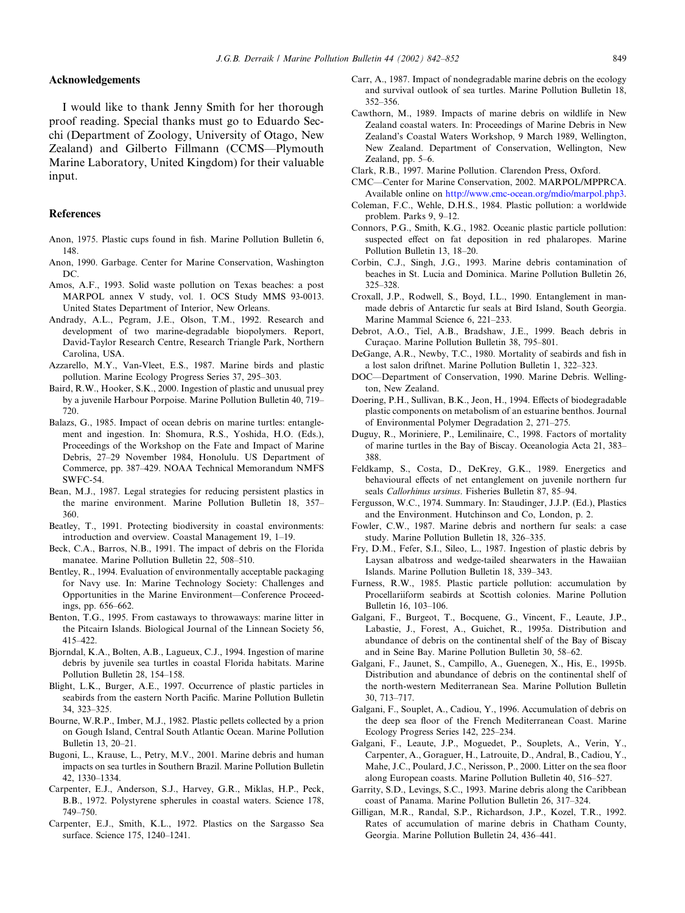## Acknowledgements

I would like to thank Jenny Smith for her thorough proof reading. Special thanks must go to Eduardo Secchi (Department of Zoology, University of Otago, New Zealand) and Gilberto Fillmann (CCMS—Plymouth Marine Laboratory, United Kingdom) for their valuable input.

## References

Anon, 1975. Plastic cups found in fish. Marine Pollution Bulletin 6, 148.

Anon, 1990. Garbage. Center for Marine Conservation, Washington DC.

Amos, A.F., 1993. Solid waste pollution on Texas beaches: a post MARPOL annex V study, vol. 1. OCS Study MMS 93-0013. United States Department of Interior, New Orleans.

Andrady, A.L., Pegram, J.E., Olson, T.M., 1992. Research and development of two marine-degradable biopolymers. Report, David-Taylor Research Centre, Research Triangle Park, Northern Carolina, USA.

Azzarello, M.Y., Van-Vleet, E.S., 1987. Marine birds and plastic pollution. Marine Ecology Progress Series 37, 295–303.

Baird, R.W., Hooker, S.K., 2000. Ingestion of plastic and unusual prey by a juvenile Harbour Porpoise. Marine Pollution Bulletin 40, 719–720.

Balazs, G., 1985. Impact of ocean debris on marine turtles: entanglement and ingestion. In: Shomura, R.S., Yoshida, H.O. (Eds.), Proceedings of the Workshop on the Fate and Impact of Marine Debris, 27–29 November 1984, Honolulu. US Department of Commerce, pp. 387–429. NOAA Technical Memorandum NMFS SWFC-54.

Bean, M.J., 1987. Legal strategies for reducing persistent plastics in the marine environment. Marine Pollution Bulletin 18, 357–360.

Beatley, T., 1991. Protecting biodiversity in coastal environments: introduction and overview. Coastal Management 19, 1–19.

Beck, C.A., Barros, N.B., 1991. The impact of debris on the Florida manatee. Marine Pollution Bulletin 22, 508–510.

Bentley, R., 1994. Evaluation of environmentally acceptable packaging for Navy use. In: Marine Technology Society: Challenges and Opportunities in the Marine Environment—Conference Proceedings, pp. 656–662.

Benton, T.G., 1995. From castaways to throwaways: marine litter in the Pitcairn Islands. Biological Journal of the Linnean Society 56, 415–422.

Bjorndal, K.A., Bolten, A.B., Lagueux, C.J., 1994. Ingestion of marine debris by juvenile sea turtles in coastal Florida habitats. Marine Pollution Bulletin 28, 154–158.

Blight, L.K., Burger, A.E., 1997. Occurrence of plastic particles in seabirds from the eastern North Pacific. Marine Pollution Bulletin 34, 323–325.

Bourne, W.R.P., Imber, M.J., 1982. Plastic pellets collected by a prion on Gough Island, Central South Atlantic Ocean. Marine Pollution Bulletin 13, 20–21.

Bugoni, L., Krause, L., Petry, M.V., 2001. Marine debris and human impacts on sea turtles in Southern Brazil. Marine Pollution Bulletin 42, 1330–1334.

Carpenter, E.J., Anderson, S.J., Harvey, G.R., Miklas, H.P., Peck, B.B., 1972. Polystyrene spherules in coastal waters. Science 178, 749–750.

Carpenter, E.J., Smith, K.L., 1972. Plastics on the Sargasso Sea surface. Science 175, 1240–1241.

Carr, A., 1987. Impact of nondegradable marine debris on the ecology and survival outlook of sea turtles. Marine Pollution Bulletin 18, 352–356.

Cawthorn, M., 1989. Impacts of marine debris on wildlife in New Zealand coastal waters. In: Proceedings of Marine Debris in New Zealand's Coastal Waters Workshop, 9 March 1989, Wellington, New Zealand. Department of Conservation, Wellington, New Zealand, pp. 5–6.

Clark, R.B., 1997. Marine Pollution. Clarendon Press, Oxford.

CMC—Center for Marine Conservation, 2002. MARPOL/MPPRCA. Available online on http://www.cmc-ocean.org/mdio/marpol.php3.

Coleman, F.C., Wehle, D.H.S., 1984. Plastic pollution: a worldwide problem. Parks 9, 9–12.

Connors, P.G., Smith, K.G., 1982. Oceanic plastic particle pollution: suspected effect on fat deposition in red phalaropes. Marine Pollution Bulletin 13, 18–20.

Corbin, C.J., Singh, J.G., 1993. Marine debris contamination of beaches in St. Lucia and Dominica. Marine Pollution Bulletin 26, 325–328.

Croxall, J.P., Rodwell, S., Boyd, I.L., 1990. Entanglement in man-made debris of Antarctic fur seals at Bird Island, South Georgia. Marine Mammal Science 6, 221–233.

Debrot, A.O., Tiel, A.B., Bradshaw, J.E., 1999. Beach debris in Curaçao. Marine Pollution Bulletin 38, 795–801.

DeGange, A.R., Newby, T.C., 1980. Mortality of seabirds and fish in a lost salon driftnet. Marine Pollution Bulletin 1, 322–323.

DOC—Department of Conservation, 1990. Marine Debris. Wellington, New Zealand.

Doering, P.H., Sullivan, B.K., Jeon, H., 1994. Effects of biodegradable plastic components on metabolism of an estuarine benthos. Journal of Environmental Polymer Degradation 2, 271–275.

Duguy, R., Moriniere, P., Lemilinaire, C., 1998. Factors of mortality of marine turtles in the Bay of Biscay. Oceanologia Acta 21, 383–388.

Feldkamp, S., Costa, D., DeKrey, G.K., 1989. Energetics and behavioural effects of net entanglement on juvenile northern fur seals *Callorhinus ursinus*. Fisheries Bulletin 87, 85–94.

Fergusson, W.C., 1974. Summary. In: Staudinger, J.J.P. (Ed.), Plastics and the Environment. Hutchinson and Co, London, p. 2.

Fowler, C.W., 1987. Marine debris and northern fur seals: a case study. Marine Pollution Bulletin 18, 326–335.

Fry, D.M., Fefer, S.I., Sileo, L., 1987. Ingestion of plastic debris by Laysan albatross and wedge-tailed shearwaters in the Hawaiian Islands. Marine Pollution Bulletin 18, 339–343.

Furness, R.W., 1985. Plastic particle pollution: accumulation by Procellariiform seabirds at Scottish colonies. Marine Pollution Bulletin 16, 103–106.

Galgani, F., Burgeot, T., Bocquene, G., Vincent, F., Leaute, J.P., Labastie, J., Forest, A., Guichet, R., 1995a. Distribution and abundance of debris on the continental shelf of the Bay of Biscay and in Seine Bay. Marine Pollution Bulletin 30, 58–62.

Galgani, F., Jaunet, S., Campillo, A., Guenegen, X., His, E., 1995b. Distribution and abundance of debris on the continental shelf of the north-western Mediterranean Sea. Marine Pollution Bulletin 30, 713–717.

Galgani, F., Souplet, A., Cadiou, Y., 1996. Accumulation of debris on the deep sea floor of the French Mediterranean Coast. Marine Ecology Progress Series 142, 225–234.

Galgani, F., Leaute, J.P., Moguedet, P., Souplets, A., Verin, Y., Carpenter, A., Goraguer, H., Latrouite, D., Andral, B., Cadiou, Y., Mahe, J.C., Poulard, J.C., Nerisson, P., 2000. Litter on the sea floor along European coasts. Marine Pollution Bulletin 40, 516–527.

Garrity, S.D., Levings, S.C., 1993. Marine debris along the Caribbean coast of Panama. Marine Pollution Bulletin 26, 317–324.

Gilligan, M.R., Randal, S.P., Richardson, J.P., Kozel, T.R., 1992. Rates of accumulation of marine debris in Chatham County, Georgia. Marine Pollution Bulletin 24, 436–441.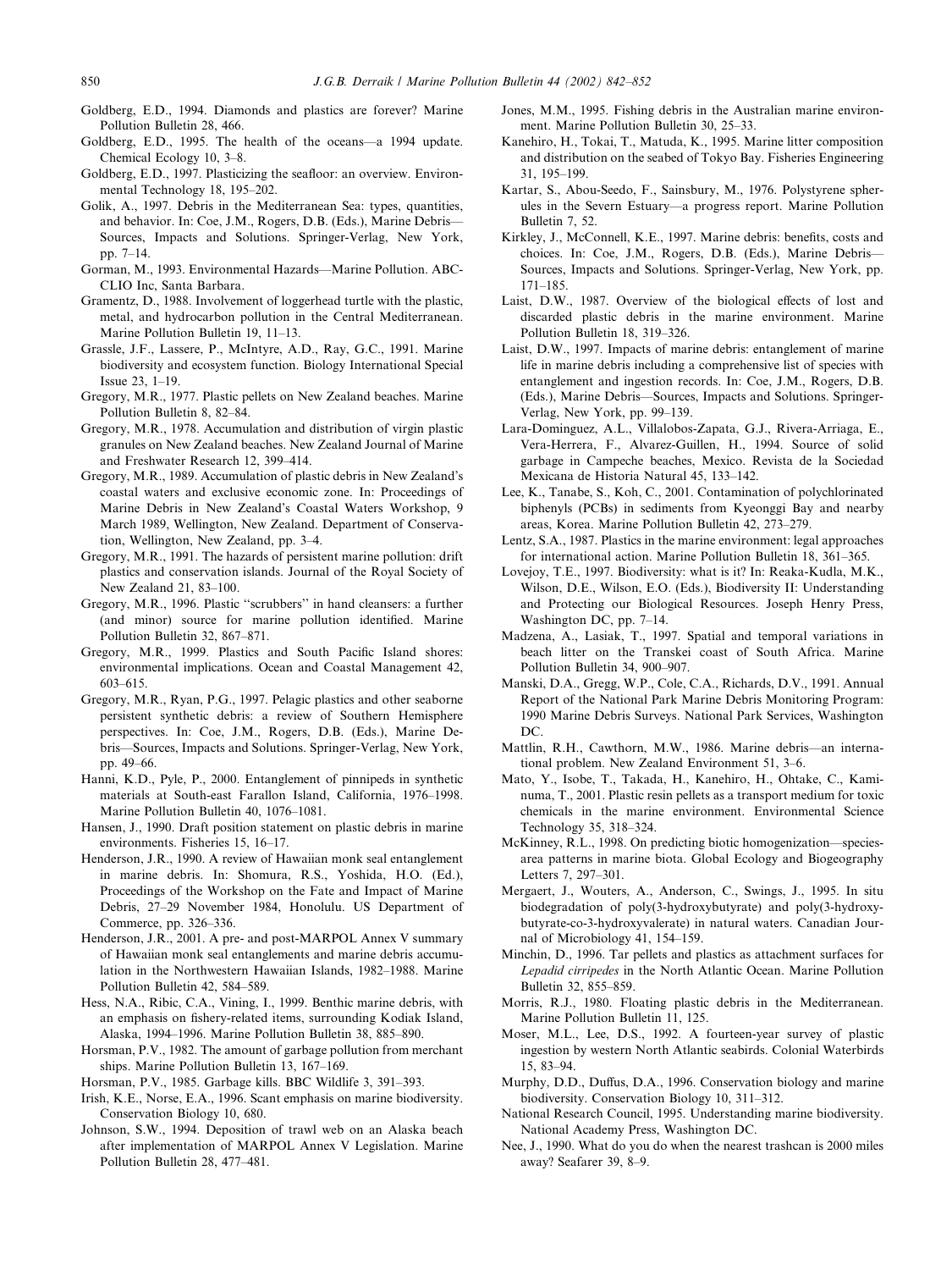Goldberg, E.D., 1994. Diamonds and plastics are forever? Marine Pollution Bulletin 28, 466.

Goldberg, E.D., 1995. The health of the oceans—a 1994 update. Chemical Ecology 10, 3–8.

Goldberg, E.D., 1997. Plasticizing the seafloor: an overview. Environmental Technology 18, 195–202.

Golik, A., 1997. Debris in the Mediterranean Sea: types, quantities, and behavior. In: Coe, J.M., Rogers, D.B. (Eds.), Marine Debris—Sources, Impacts and Solutions. Springer-Verlag, New York, pp. 7–14.

Gorman, M., 1993. Environmental Hazards—Marine Pollution. ABC-CLIO Inc, Santa Barbara.

Gramentz, D., 1988. Involvement of loggerhead turtle with the plastic, metal, and hydrocarbon pollution in the Central Mediterranean. Marine Pollution Bulletin 19, 11–13.

Grassle, J.F., Lassere, P., McIntyre, A.D., Ray, G.C., 1991. Marine biodiversity and ecosystem function. Biology International Special Issue 23, 1–19.

Gregory, M.R., 1977. Plastic pellets on New Zealand beaches. Marine Pollution Bulletin 8, 82–84.

Gregory, M.R., 1978. Accumulation and distribution of virgin plastic granules on New Zealand beaches. New Zealand Journal of Marine and Freshwater Research 12, 399–414.

Gregory, M.R., 1989. Accumulation of plastic debris in New Zealand's coastal waters and exclusive economic zone. In: Proceedings of Marine Debris in New Zealand's Coastal Waters Workshop, 9 March 1989, Wellington, New Zealand. Department of Conservation, Wellington, New Zealand, pp. 3–4.

Gregory, M.R., 1991. The hazards of persistent marine pollution: drift plastics and conservation islands. Journal of the Royal Society of New Zealand 21, 83–100.

Gregory, M.R., 1996. Plastic "scrubbers" in hand cleansers: a further (and minor) source for marine pollution identified. Marine Pollution Bulletin 32, 867–871.

Gregory, M.R., 1999. Plastics and South Pacific Island shores: environmental implications. Ocean and Coastal Management 42, 603–615.

Gregory, M.R., Ryan, P.G., 1997. Pelagic plastics and other seaborne persistent synthetic debris: a review of Southern Hemisphere perspectives. In: Coe, J.M., Rogers, D.B. (Eds.), Marine Debris—Sources, Impacts and Solutions. Springer-Verlag, New York, pp. 49–66.

Hanni, K.D., Pyle, P., 2000. Entanglement of pinnipeds in synthetic materials at South-east Farallon Island, California, 1976–1998. Marine Pollution Bulletin 40, 1076–1081.

Hansen, J., 1990. Draft position statement on plastic debris in marine environments. Fisheries 15, 16–17.

Henderson, J.R., 1990. A review of Hawaiian monk seal entanglement in marine debris. In: Shomura, R.S., Yoshida, H.O. (Ed.), Proceedings of the Workshop on the Fate and Impact of Marine Debris, 27–29 November 1984, Honolulu. US Department of Commerce, pp. 326–336.

Henderson, J.R., 2001. A pre- and post-MARPOL Annex V summary of Hawaiian monk seal entanglements and marine debris accumulation in the Northwestern Hawaiian Islands, 1982–1988. Marine Pollution Bulletin 42, 584–589.

Hess, N.A., Ribic, C.A., Vining, I., 1999. Benthic marine debris, with an emphasis on fishery-related items, surrounding Kodiak Island, Alaska, 1994–1996. Marine Pollution Bulletin 38, 885–890.

Horsman, P.V., 1982. The amount of garbage pollution from merchant ships. Marine Pollution Bulletin 13, 167–169.

Horsman, P.V., 1985. Garbage kills. BBC Wildlife 3, 391–393.

Irish, K.E., Norse, E.A., 1996. Scant emphasis on marine biodiversity. Conservation Biology 10, 680.

Johnson, S.W., 1994. Deposition of trawl web on an Alaska beach after implementation of MARPOL Annex V Legislation. Marine Pollution Bulletin 28, 477–481.

Jones, M.M., 1995. Fishing debris in the Australian marine environment. Marine Pollution Bulletin 30, 25–33.

Kanehiro, H., Tokai, T., Matuda, K., 1995. Marine litter composition and distribution on the seabed of Tokyo Bay. Fisheries Engineering 31, 195–199.

Kartar, S., Abou-Seedo, F., Sainsbury, M., 1976. Polystyrene spherules in the Severn Estuary—a progress report. Marine Pollution Bulletin 7, 52.

Kirkley, J., McConnell, K.E., 1997. Marine debris: benefits, costs and choices. In: Coe, J.M., Rogers, D.B. (Eds.), Marine Debris—Sources, Impacts and Solutions. Springer-Verlag, New York, pp. 171–185.

Laist, D.W., 1987. Overview of the biological effects of lost and discarded plastic debris in the marine environment. Marine Pollution Bulletin 18, 319–326.

Laist, D.W., 1997. Impacts of marine debris: entanglement of marine life in marine debris including a comprehensive list of species with entanglement and ingestion records. In: Coe, J.M., Rogers, D.B. (Eds.), Marine Debris—Sources, Impacts and Solutions. Springer-Verlag, New York, pp. 99–139.

Lara-Dominguez, A.L., Villalobos-Zapata, G.J., Rivera-Arriaga, E., Vera-Herrera, F., Alvarez-Guillen, H., 1994. Source of solid garbage in Campeche beaches, Mexico. Revista de la Sociedad Mexicana de Historia Natural 45, 133–142.

Lee, K., Tanabe, S., Koh, C., 2001. Contamination of polychlorinated biphenyls (PCBs) in sediments from Kyeonggi Bay and nearby areas, Korea. Marine Pollution Bulletin 42, 273–279.

Lentz, S.A., 1987. Plastics in the marine environment: legal approaches for international action. Marine Pollution Bulletin 18, 361–365.

Lovejoy, T.E., 1997. Biodiversity: what is it? In: Reaka-Kudla, M.K., Wilson, D.E., Wilson, E.O. (Eds.), Biodiversity II: Understanding and Protecting our Biological Resources. Joseph Henry Press, Washington DC, pp. 7–14.

Madzena, A., Lasiak, T., 1997. Spatial and temporal variations in beach litter on the Transkei coast of South Africa. Marine Pollution Bulletin 34, 900–907.

Manski, D.A., Gregg, W.P., Cole, C.A., Richards, D.V., 1991. Annual Report of the National Park Marine Debris Monitoring Program: 1990 Marine Debris Surveys. National Park Services, Washington DC.

Mattlin, R.H., Cawthorn, M.W., 1986. Marine debris—an international problem. New Zealand Environment 51, 3–6.

Mato, Y., Isobe, T., Takada, H., Kanehiro, H., Ohtake, C., Kaminuma, T., 2001. Plastic resin pellets as a transport medium for toxic chemicals in the marine environment. Environmental Science Technology 35, 318–324.

McKinney, R.L., 1998. On predicting biotic homogenization—species-area patterns in marine biota. Global Ecology and Biogeography Letters 7, 297–301.

Mergaert, J., Wouters, A., Anderson, C., Swings, J., 1995. In situ biodegradation of poly(3-hydroxybutyrate) and poly(3-hydroxybutyrate-co-3-hydroxyvalerate) in natural waters. Canadian Journal of Microbiology 41, 154–159.

Minchin, D., 1996. Tar pellets and plastics as attachment surfaces for *Lepadid cirripedes* in the North Atlantic Ocean. Marine Pollution Bulletin 32, 855–859.

Morris, R.J., 1980. Floating plastic debris in the Mediterranean. Marine Pollution Bulletin 11, 125.

Moser, M.L., Lee, D.S., 1992. A fourteen-year survey of plastic ingestion by western North Atlantic seabirds. Colonial Waterbirds 15, 83–94.

Murphy, D.D., Duffus, D.A., 1996. Conservation biology and marine biodiversity. Conservation Biology 10, 311–312.

National Research Council, 1995. Understanding marine biodiversity. National Academy Press, Washington DC.

Nee, J., 1990. What do you do when the nearest trashcan is 2000 miles away? Seafarer 39, 8–9.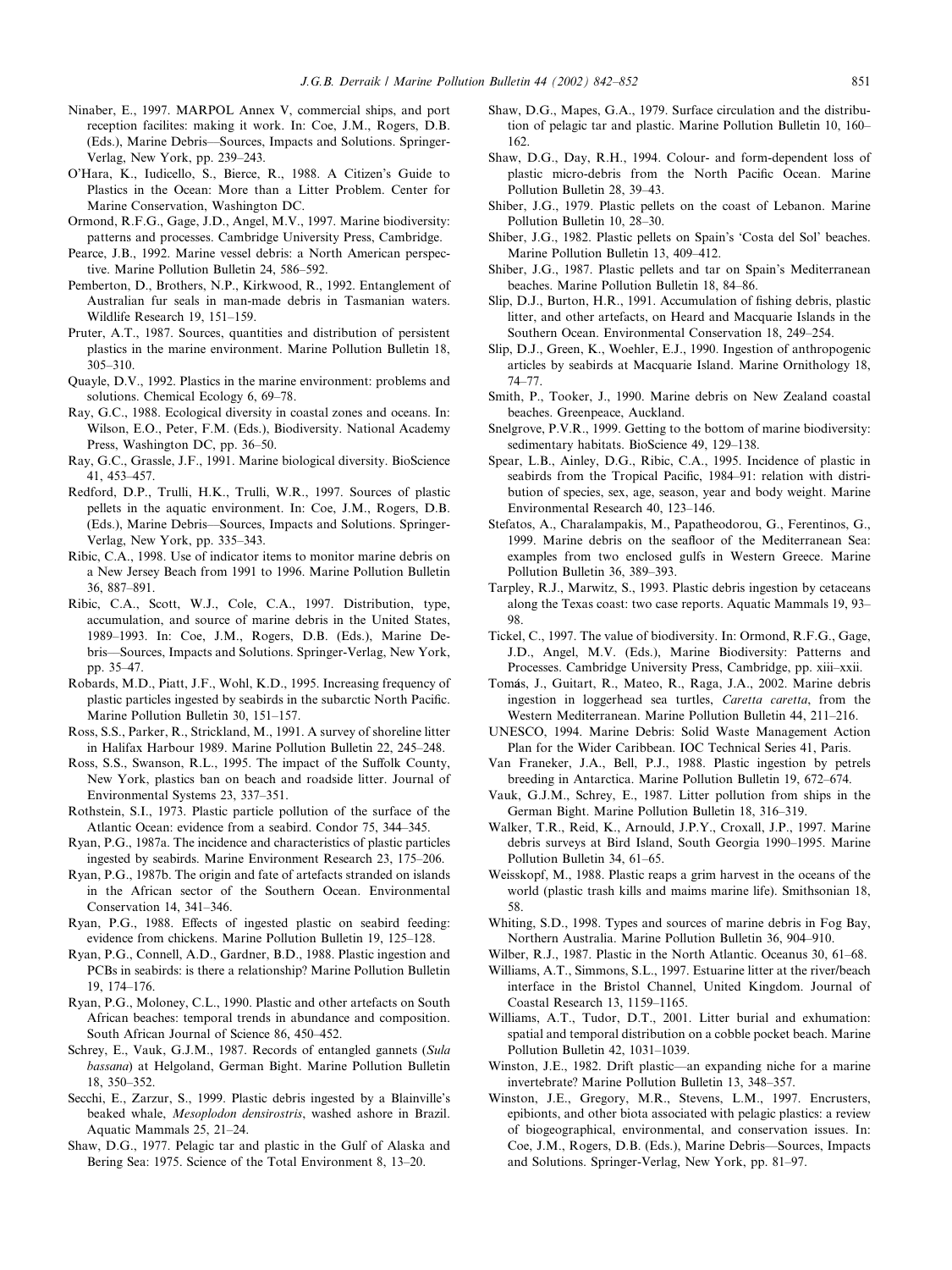Ninaber, E., 1997. MARPOL Annex V, commercial ships, and port reception facilites: making it work. In: Coe, J.M., Rogers, D.B. (Eds.), Marine Debris—Sources, Impacts and Solutions. Springer-Verlag, New York, pp. 239–243.

O'Hara, K., Iudicello, S., Bierce, R., 1988. A Citizen's Guide to Plastics in the Ocean: More than a Litter Problem. Center for Marine Conservation, Washington DC.

Ormond, R.F.G., Gage, J.D., Angel, M.V., 1997. Marine biodiversity: patterns and processes. Cambridge University Press, Cambridge.

Pearce, J.B., 1992. Marine vessel debris: a North American perspective. Marine Pollution Bulletin 24, 586–592.

Pemberton, D., Brothers, N.P., Kirkwood, R., 1992. Entanglement of Australian fur seals in man-made debris in Tasmanian waters. Wildlife Research 19, 151–159.

Pruter, A.T., 1987. Sources, quantities and distribution of persistent plastics in the marine environment. Marine Pollution Bulletin 18, 305–310.

Quayle, D.V., 1992. Plastics in the marine environment: problems and solutions. Chemical Ecology 6, 69–78.

Ray, G.C., 1988. Ecological diversity in coastal zones and oceans. In: Wilson, E.O., Peter, F.M. (Eds.), Biodiversity. National Academy Press, Washington DC, pp. 36–50.

Ray, G.C., Grassle, J.F., 1991. Marine biological diversity. BioScience 41, 453–457.

Redford, D.P., Trulli, H.K., Trulli, W.R., 1997. Sources of plastic pellets in the aquatic environment. In: Coe, J.M., Rogers, D.B. (Eds.), Marine Debris—Sources, Impacts and Solutions. Springer-Verlag, New York, pp. 335–343.

Ribic, C.A., 1998. Use of indicator items to monitor marine debris on a New Jersey Beach from 1991 to 1996. Marine Pollution Bulletin 36, 887–891.

Ribic, C.A., Scott, W.J., Cole, C.A., 1997. Distribution, type, accumulation, and source of marine debris in the United States, 1989–1993. In: Coe, J.M., Rogers, D.B. (Eds.), Marine Debris—Sources, Impacts and Solutions. Springer-Verlag, New York, pp. 35–47.

Robards, M.D., Piatt, J.F., Wohl, K.D., 1995. Increasing frequency of plastic particles ingested by seabirds in the subarctic North Pacific. Marine Pollution Bulletin 30, 151–157.

Ross, S.S., Parker, R., Strickland, M., 1991. A survey of shoreline litter in Halifax Harbour 1989. Marine Pollution Bulletin 22, 245–248.

Ross, S.S., Swanson, R.L., 1995. The impact of the Suffolk County, New York, plastics ban on beach and roadside litter. Journal of Environmental Systems 23, 337–351.

Rothstein, S.I., 1973. Plastic particle pollution of the surface of the Atlantic Ocean: evidence from a seabird. Condor 75, 344–345.

Ryan, P.G., 1987a. The incidence and characteristics of plastic particles ingested by seabirds. Marine Environment Research 23, 175–206.

Ryan, P.G., 1987b. The origin and fate of artefacts stranded on islands in the African sector of the Southern Ocean. Environmental Conservation 14, 341–346.

Ryan, P.G., 1988. Effects of ingested plastic on seabird feeding: evidence from chickens. Marine Pollution Bulletin 19, 125–128.

Ryan, P.G., Connell, A.D., Gardner, B.D., 1988. Plastic ingestion and PCBs in seabirds: is there a relationship? Marine Pollution Bulletin 19, 174–176.

Ryan, P.G., Moloney, C.L., 1990. Plastic and other artefacts on South African beaches: temporal trends in abundance and composition. South African Journal of Science 86, 450–452.

Schrey, E., Vauk, G.J.M., 1987. Records of entangled gannets (*Sula bassana*) at Helgoland, German Bight. Marine Pollution Bulletin 18, 350–352.

Secchi, E., Zarzur, S., 1999. Plastic debris ingested by a Blainville's beaked whale, *Mesoplodon densirostris*, washed ashore in Brazil. Aquatic Mammals 25, 21–24.

Shaw, D.G., 1977. Pelagic tar and plastic in the Gulf of Alaska and Bering Sea: 1975. Science of the Total Environment 8, 13–20.

Shaw, D.G., Mapes, G.A., 1979. Surface circulation and the distribution of pelagic tar and plastic. Marine Pollution Bulletin 10, 160–162.

Shaw, D.G., Day, R.H., 1994. Colour- and form-dependent loss of plastic micro-debris from the North Pacific Ocean. Marine Pollution Bulletin 28, 39–43.

Shiber, J.G., 1979. Plastic pellets on the coast of Lebanon. Marine Pollution Bulletin 10, 28–30.

Shiber, J.G., 1982. Plastic pellets on Spain's 'Costa del Sol' beaches. Marine Pollution Bulletin 13, 409–412.

Shiber, J.G., 1987. Plastic pellets and tar on Spain's Mediterranean beaches. Marine Pollution Bulletin 18, 84–86.

Slip, D.J., Burton, H.R., 1991. Accumulation of fishing debris, plastic litter, and other artefacts, on Heard and Macquarie Islands in the Southern Ocean. Environmental Conservation 18, 249–254.

Slip, D.J., Green, K., Woehler, E.J., 1990. Ingestion of anthropogenic articles by seabirds at Macquarie Island. Marine Ornithology 18, 74–77.

Smith, P., Tooker, J., 1990. Marine debris on New Zealand coastal beaches. Greenpeace, Auckland.

Snelgrove, P.V.R., 1999. Getting to the bottom of marine biodiversity: sedimentary habitats. BioScience 49, 129–138.

Spear, L.B., Ainley, D.G., Ribic, C.A., 1995. Incidence of plastic in seabirds from the Tropical Pacific, 1984–91: relation with distribution of species, sex, age, season, year and body weight. Marine Environmental Research 40, 123–146.

Stefatos, A., Charalampakis, M., Papatheodorou, G., Ferentinos, G., 1999. Marine debris on the seafloor of the Mediterranean Sea: examples from two enclosed gulfs in Western Greece. Marine Pollution Bulletin 36, 389–393.

Tarpley, R.J., Marwitz, S., 1993. Plastic debris ingestion by cetaceans along the Texas coast: two case reports. Aquatic Mammals 19, 93–98.

Tickel, C., 1997. The value of biodiversity. In: Ormond, R.F.G., Gage, J.D., Angel, M.V. (Eds.), Marine Biodiversity: Patterns and Processes. Cambridge University Press, Cambridge, pp. xiii–xxii.

Tomás, J., Guitart, R., Mateo, R., Raga, J.A., 2002. Marine debris ingestion in loggerhead sea turtles, *Caretta caretta*, from the Western Mediterranean. Marine Pollution Bulletin 44, 211–216.

UNESCO, 1994. Marine Debris: Solid Waste Management Action Plan for the Wider Caribbean. IOC Technical Series 41, Paris.

Van Franeker, J.A., Bell, P.J., 1988. Plastic ingestion by petrels breeding in Antarctica. Marine Pollution Bulletin 19, 672–674.

Vauk, G.J.M., Schrey, E., 1987. Litter pollution from ships in the German Bight. Marine Pollution Bulletin 18, 316–319.

Walker, T.R., Reid, K., Arnould, J.P.Y., Croxall, J.P., 1997. Marine debris surveys at Bird Island, South Georgia 1990–1995. Marine Pollution Bulletin 34, 61–65.

Weisskopf, M., 1988. Plastic reaps a grim harvest in the oceans of the world (plastic trash kills and maims marine life). Smithsonian 18, 58.

Whiting, S.D., 1998. Types and sources of marine debris in Fog Bay, Northern Australia. Marine Pollution Bulletin 36, 904–910.

Wilber, R.J., 1987. Plastic in the North Atlantic. Oceanus 30, 61–68.

Williams, A.T., Simmons, S.L., 1997. Estuarine litter at the river/beach interface in the Bristol Channel, United Kingdom. Journal of Coastal Research 13, 1159–1165.

Williams, A.T., Tudor, D.T., 2001. Litter burial and exhumation: spatial and temporal distribution on a cobble pocket beach. Marine Pollution Bulletin 42, 1031–1039.

Winston, J.E., 1982. Drift plastic—an expanding niche for a marine invertebrate? Marine Pollution Bulletin 13, 348–357.

Winston, J.E., Gregory, M.R., Stevens, L.M., 1997. Encrusters, epibionts, and other biota associated with pelagic plastics: a review of biogeographical, environmental, and conservation issues. In: Coe, J.M., Rogers, D.B. (Eds.), Marine Debris—Sources, Impacts and Solutions. Springer-Verlag, New York, pp. 81–97.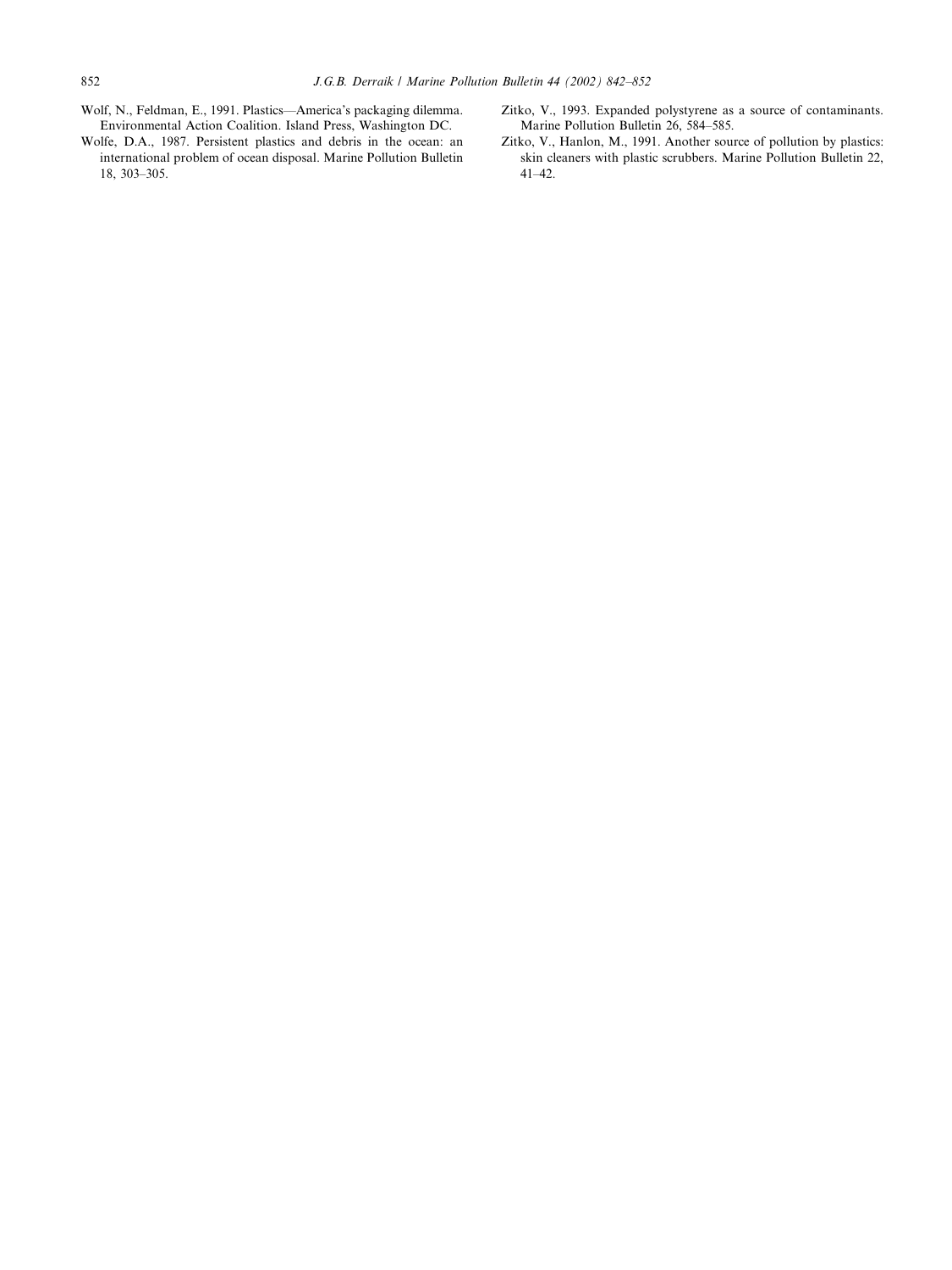Wolf, N., Feldman, E., 1991. Plastics—America's packaging dilemma. Environmental Action Coalition. Island Press, Washington DC.

Wolfe, D.A., 1987. Persistent plastics and debris in the ocean: an international problem of ocean disposal. Marine Pollution Bulletin 18, 303–305.

Zitko, V., 1993. Expanded polystyrene as a source of contaminants. Marine Pollution Bulletin 26, 584–585.

Zitko, V., Hanlon, M., 1991. Another source of pollution by plastics: skin cleaners with plastic scrubbers. Marine Pollution Bulletin 22, 41–42.